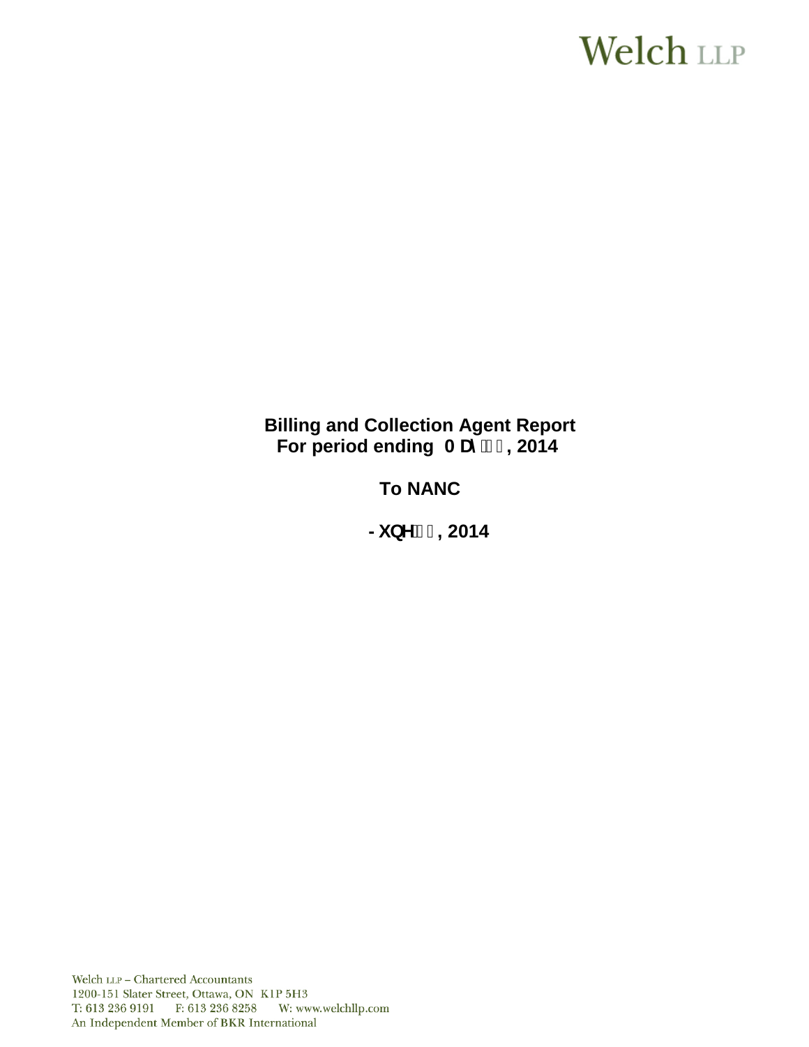Welch LLP

**Billing and Collection Agent Report**
**For period ending 0 D\ , 2014**

**To NANC**

**- XQH , 2014**

Welch LLP – Chartered Accountants
1200-151 Slater Street, Ottawa, ON K1P 5H3
T: 613 236 9191 F: 613 236 8258 W: www.welchllp.com
An Independent Member of BKR International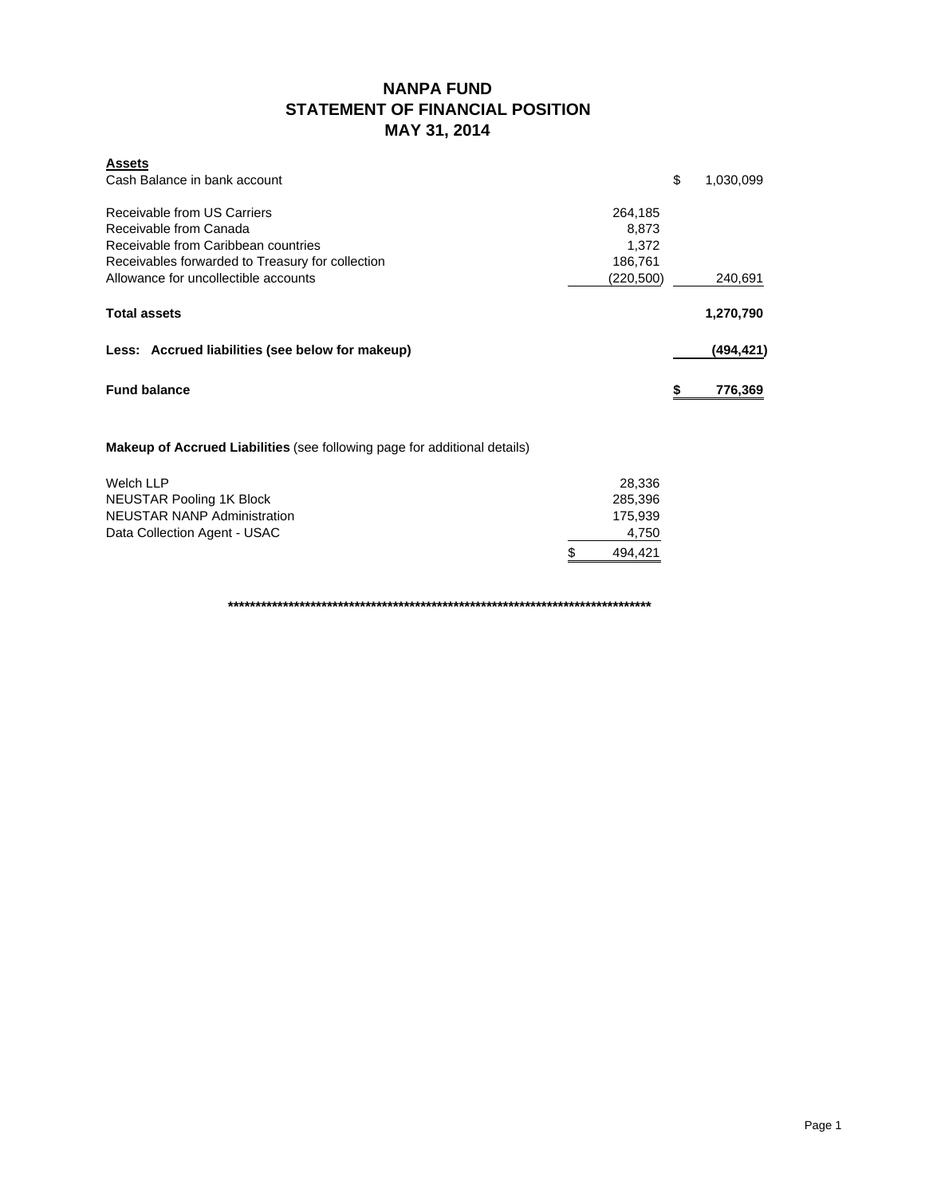# NANPA FUND
## STATEMENT OF FINANCIAL POSITION
## MAY 31, 2014

| **Assets** | | |
|---|---|---|
| Cash Balance in bank account | | $ 1,030,099 |
| Receivable from US Carriers | 264,185 | |
| Receivable from Canada | 8,873 | |
| Receivable from Caribbean countries | 1,372 | |
| Receivables forwarded to Treasury for collection | 186,761 | |
| Allowance for uncollectible accounts | (220,500) | 240,691 |
| **Total assets** | | **1,270,790** |
| **Less: Accrued liabilities (see below for makeup)** | | **(494,421)** |
| **Fund balance** | | **$ 776,369** |

**Makeup of Accrued Liabilities** (see following page for additional details)

| | |
|---|---|
| Welch LLP | 28,336 |
| NEUSTAR Pooling 1K Block | 285,396 |
| NEUSTAR NANP Administration | 175,939 |
| Data Collection Agent - USAC | 4,750 |
| | $ 494,421 |

**************************************************************************************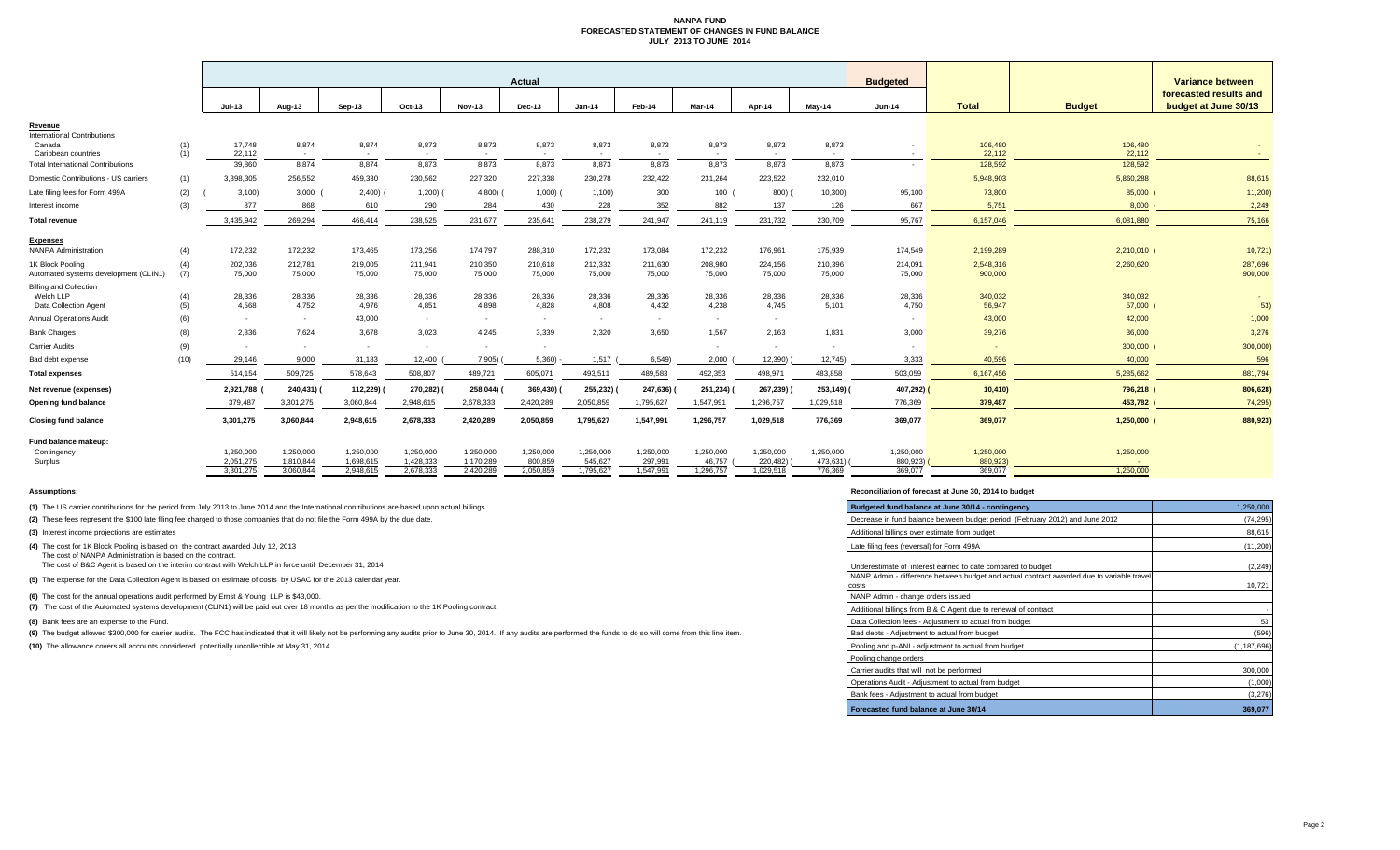# NANPA FUND
## FORECASTED STATEMENT OF CHANGES IN FUND BALANCE
### JULY 2013 TO JUNE 2014

| | | Actual | | | | | | | | | | | Budgeted | | | Variance between forecasted results and budget at June 30/13 |
|---|---|---|---|---|---|---|---|---|---|---|---|---|---|---|---|---|
| | | Jul-13 | Aug-13 | Sep-13 | Oct-13 | Nov-13 | Dec-13 | Jan-14 | Feb-14 | Mar-14 | Apr-14 | May-14 | Jun-14 | Total | Budget | |
| **Revenue** | | | | | | | | | | | | | | | | |
| International Contributions | | | | | | | | | | | | | | | | |
| Canada | (1) | 17,748 | 8,874 | 8,874 | 8,873 | 8,873 | 8,873 | 8,873 | 8,873 | 8,873 | 8,873 | 8,873 | - | 106,480 | 106,480 | - |
| Caribbean countries | (1) | 22,112 | - | - | - | - | - | - | - | - | - | - | - | 22,112 | 22,112 | - |
| Total International Contributions | | 39,860 | 8,874 | 8,874 | 8,873 | 8,873 | 8,873 | 8,873 | 8,873 | 8,873 | 8,873 | 8,873 | - | 128,592 | 128,592 | |
| Domestic Contributions - US carriers | (1) | 3,398,305 | 256,552 | 459,330 | 230,562 | 227,320 | 227,338 | 230,278 | 232,422 | 231,264 | 223,522 | 232,010 | | 5,948,903 | 5,860,288 | 88,615 |
| Late filing fees for Form 499A | (2) | (3,100) | 3,000 | (2,400) | (1,200) | (4,800) | (1,000) | (1,100) | 300 | 100 | (800) | (10,300) | 95,100 | 73,800 | 85,000 | (11,200) |
| Interest income | (3) | 877 | 868 | 610 | 290 | 284 | 430 | 228 | 352 | 882 | 137 | 126 | 667 | 5,751 | 8,000 | - 2,249 |
| **Total revenue** | | 3,435,942 | 269,294 | 466,414 | 238,525 | 231,677 | 235,641 | 238,279 | 241,947 | 241,119 | 231,732 | 230,709 | 95,767 | 6,157,046 | 6,081,880 | 75,166 |
| **Expenses** | | | | | | | | | | | | | | | | |
| NANPA Administration | (4) | 172,232 | 172,232 | 173,465 | 173,256 | 174,797 | 288,310 | 172,232 | 173,084 | 172,232 | 176,961 | 175,939 | 174,549 | 2,199,289 | 2,210,010 | (10,721) |
| 1K Block Pooling | (4) | 202,036 | 212,781 | 219,005 | 211,941 | 210,350 | 210,618 | 212,332 | 211,630 | 208,980 | 224,156 | 210,396 | 214,091 | 2,548,316 | 2,260,620 | 287,696 |
| Automated systems development (CLIN1) | (7) | 75,000 | 75,000 | 75,000 | 75,000 | 75,000 | 75,000 | 75,000 | 75,000 | 75,000 | 75,000 | 75,000 | 75,000 | 900,000 | | 900,000 |
| Billing and Collection | | | | | | | | | | | | | | | | |
| Welch LLP | (4) | 28,336 | 28,336 | 28,336 | 28,336 | 28,336 | 28,336 | 28,336 | 28,336 | 28,336 | 28,336 | 28,336 | 28,336 | 340,032 | 340,032 | - |
| Data Collection Agent | (5) | 4,568 | 4,752 | 4,976 | 4,851 | 4,898 | 4,828 | 4,808 | 4,432 | 4,238 | 4,745 | 5,101 | 4,750 | 56,947 | 57,000 | (53) |
| Annual Operations Audit | (6) | - | - | 43,000 | - | - | - | - | - | - | - | - | - | 43,000 | 42,000 | 1,000 |
| Bank Charges | (8) | 2,836 | 7,624 | 3,678 | 3,023 | 4,245 | 3,339 | 2,320 | 3,650 | 1,567 | 2,163 | 1,831 | 3,000 | 39,276 | 36,000 | 3,276 |
| Carrier Audits | (9) | - | - | - | - | - | - | - | - | - | - | - | - | - | 300,000 | (300,000) |
| Bad debt expense | (10) | 29,146 | 9,000 | 31,183 | 12,400 | (7,905) | (5,360) | 1,517 | (6,549) | 2,000 | (12,390) | (12,745) | 3,333 | 40,596 | 40,000 | 596 |
| **Total expenses** | | 514,154 | 509,725 | 578,643 | 508,807 | 489,721 | 605,071 | 493,511 | 489,583 | 492,353 | 498,971 | 483,858 | 503,059 | 6,167,456 | 5,285,662 | 881,794 |
| **Net revenue (expenses)** | | 2,921,788 | (240,431) | (112,229) | (270,282) | (258,044) | (369,430) | (255,232) | (247,636) | (251,234) | (267,239) | (253,149) | (407,292) | (10,410) | 796,218 | (806,628) |
| **Opening fund balance** | | 379,487 | 3,301,275 | 3,060,844 | 2,948,615 | 2,678,333 | 2,420,289 | 2,050,859 | 1,795,627 | 1,547,991 | 1,296,757 | 1,029,518 | 776,369 | 379,487 | 453,782 | (74,295) |
| **Closing fund balance** | | 3,301,275 | 3,060,844 | 2,948,615 | 2,678,333 | 2,420,289 | 2,050,859 | 1,795,627 | 1,547,991 | 1,296,757 | 1,029,518 | 776,369 | 369,077 | 369,077 | 1,250,000 | (880,923) |
| **Fund balance makeup:** | | | | | | | | | | | | | | | | |
| Contingency | | 1,250,000 | 1,250,000 | 1,250,000 | 1,250,000 | 1,250,000 | 1,250,000 | 1,250,000 | 1,250,000 | 1,250,000 | 1,250,000 | 1,250,000 | 1,250,000 | 1,250,000 | 1,250,000 | |
| Surplus | | 2,051,275 | 1,810,844 | 1,698,615 | 1,428,333 | 1,170,289 | 800,859 | 545,627 | 297,991 | 46,757 | (220,482) | (473,631) | (880,923) | (880,923) | - | |
| | | 3,301,275 | 3,060,844 | 2,948,615 | 2,678,333 | 2,420,289 | 2,050,859 | 1,795,627 | 1,547,991 | 1,296,757 | 1,029,518 | 776,369 | 369,077 | 369,077 | 1,250,000 | |

**Assumptions:**

**(1)** The US carrier contributions for the period from July 2013 to June 2014 and the International contributions are based upon actual billings.

**(2)** These fees represent the $100 late filing fee charged to those companies that do not file the Form 499A by the due date.

**(3)** Interest income projections are estimates

**(4)** The cost for 1K Block Pooling is based on the contract awarded July 12, 2013
The cost of NANPA Administration is based on the contract.
The cost of B&C Agent is based on the interim contract with Welch LLP in force until December 31, 2014

**(5)** The expense for the Data Collection Agent is based on estimate of costs by USAC for the 2013 calendar year.

**(6)** The cost for the annual operations audit performed by Ernst & Young LLP is $43,000.

**(7)** The cost of the Automated systems development (CLIN1) will be paid out over 18 months as per the modification to the 1K Pooling contract.

**(8)** Bank fees are an expense to the Fund.

**(9)** The budget allowed $300,000 for carrier audits. The FCC has indicated that it will likely not be performing any audits prior to June 30, 2014. If any audits are performed the funds to do so will come from this line item.

**(10)** The allowance covers all accounts considered potentially uncollectible at May 31, 2014.

**Reconciliation of forecast at June 30, 2014 to budget**

| | |
|---|---|
| **Budgeted fund balance at June 30/14 - contingency** | 1,250,000 |
| Decrease in fund balance between budget period (February 2012) and June 2012 | (74,295) |
| Additional billings over estimate from budget | 88,615 |
| Late filing fees (reversal) for Form 499A | (11,200) |
| Underestimate of interest earned to date compared to budget | (2,249) |
| NANP Admin - difference between budget and actual contract awarded due to variable travel costs | 10,721 |
| NANP Admin - change orders issued | |
| Additional billings from B & C Agent due to renewal of contract | - |
| Data Collection fees - Adjustment to actual from budget | 53 |
| Bad debts - Adjustment to actual from budget | (596) |
| Pooling and p-ANI - adjustment to actual from budget | (1,187,696) |
| Pooling change orders | |
| Carrier audits that will not be performed | 300,000 |
| Operations Audit - Adjustment to actual from budget | (1,000) |
| Bank fees - Adjustment to actual from budget | (3,276) |
| **Forecasted fund balance at June 30/14** | **369,077** |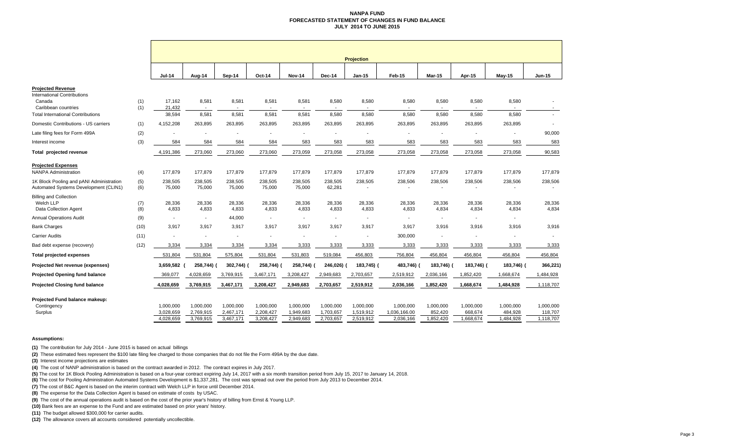# NANPA FUND
## FORECASTED STATEMENT OF CHANGES IN FUND BALANCE
### JULY 2014 TO JUNE 2015

| | | Projection | | | | | | | | | | | |
|---|---|---|---|---|---|---|---|---|---|---|---|---|---|
| | | Jul-14 | Aug-14 | Sep-14 | Oct-14 | Nov-14 | Dec-14 | Jan-15 | Feb-15 | Mar-15 | Apr-15 | May-15 | Jun-15 |
| **Projected Revenue** | | | | | | | | | | | | | |
| International Contributions | | | | | | | | | | | | | |
| Canada | (1) | 17,162 | 8,581 | 8,581 | 8,581 | 8,581 | 8,580 | 8,580 | 8,580 | 8,580 | 8,580 | 8,580 | - |
| Caribbean countries | (1) | 21,432 | - | - | - | - | - | - | - | - | - | - | - |
| Total International Contributions | | 38,594 | 8,581 | 8,581 | 8,581 | 8,581 | 8,580 | 8,580 | 8,580 | 8,580 | 8,580 | 8,580 | - |
| Domestic Contributions - US carriers | (1) | 4,152,208 | 263,895 | 263,895 | 263,895 | 263,895 | 263,895 | 263,895 | 263,895 | 263,895 | 263,895 | 263,895 | - |
| Late filing fees for Form 499A | (2) | - | - | - | - | - | - | - | - | - | - | - | 90,000 |
| Interest income | (3) | 584 | 584 | 584 | 584 | 583 | 583 | 583 | 583 | 583 | 583 | 583 | 583 |
| **Total projected revenue** | | 4,191,386 | 273,060 | 273,060 | 273,060 | 273,059 | 273,058 | 273,058 | 273,058 | 273,058 | 273,058 | 273,058 | 90,583 |
| **Projected Expenses** | | | | | | | | | | | | | |
| NANPA Administration | (4) | 177,879 | 177,879 | 177,879 | 177,879 | 177,879 | 177,879 | 177,879 | 177,879 | 177,879 | 177,879 | 177,879 | 177,879 |
| 1K Block Pooling and pANI Administration | (5) | 238,505 | 238,505 | 238,505 | 238,505 | 238,505 | 238,505 | 238,505 | 238,506 | 238,506 | 238,506 | 238,506 | 238,506 |
| Automated Systems Development (CLIN1) | (6) | 75,000 | 75,000 | 75,000 | 75,000 | 75,000 | 62,281 | - | - | - | - | - | - |
| Billing and Collection | | | | | | | | | | | | | |
| Welch LLP | (7) | 28,336 | 28,336 | 28,336 | 28,336 | 28,336 | 28,336 | 28,336 | 28,336 | 28,336 | 28,336 | 28,336 | 28,336 |
| Data Collection Agent | (8) | 4,833 | 4,833 | 4,833 | 4,833 | 4,833 | 4,833 | 4,833 | 4,833 | 4,834 | 4,834 | 4,834 | 4,834 |
| Annual Operations Audit | (9) | - | - | 44,000 | - | - | - | - | - | - | - | - | - |
| Bank Charges | (10) | 3,917 | 3,917 | 3,917 | 3,917 | 3,917 | 3,917 | 3,917 | 3,917 | 3,916 | 3,916 | 3,916 | 3,916 |
| Carrier Audits | (11) | - | - | - | - | - | - | - | 300,000 | - | - | - | - |
| Bad debt expense (recovery) | (12) | 3,334 | 3,334 | 3,334 | 3,334 | 3,333 | 3,333 | 3,333 | 3,333 | 3,333 | 3,333 | 3,333 | 3,333 |
| **Total projected expenses** | | 531,804 | 531,804 | 575,804 | 531,804 | 531,803 | 519,084 | 456,803 | 756,804 | 456,804 | 456,804 | 456,804 | 456,804 |
| **Projected Net revenue (expenses)** | | 3,659,582 | (258,744) | (302,744) | (258,744) | (258,744) | (246,026) | (183,745) | (483,746) | (183,746) | (183,746) | (183,746) | (366,221) |
| **Projected Opening fund balance** | | 369,077 | 4,028,659 | 3,769,915 | 3,467,171 | 3,208,427 | 2,949,683 | 2,703,657 | 2,519,912 | 2,036,166 | 1,852,420 | 1,668,674 | 1,484,928 |
| **Projected Closing fund balance** | | 4,028,659 | 3,769,915 | 3,467,171 | 3,208,427 | 2,949,683 | 2,703,657 | 2,519,912 | 2,036,166 | 1,852,420 | 1,668,674 | 1,484,928 | 1,118,707 |
| **Projected Fund balance makeup:** | | | | | | | | | | | | | |
| Contingency | | 1,000,000 | 1,000,000 | 1,000,000 | 1,000,000 | 1,000,000 | 1,000,000 | 1,000,000 | 1,000,000 | 1,000,000 | 1,000,000 | 1,000,000 | 1,000,000 |
| Surplus | | 3,028,659 | 2,769,915 | 2,467,171 | 2,208,427 | 1,949,683 | 1,703,657 | 1,519,912 | 1,036,166.00 | 852,420 | 668,674 | 484,928 | 118,707 |
| | | 4,028,659 | 3,769,915 | 3,467,171 | 3,208,427 | 2,949,683 | 2,703,657 | 2,519,912 | 2,036,166 | 1,852,420 | 1,668,674 | 1,484,928 | 1,118,707 |

**Assumptions:**

**(1)** The contribution for July 2014 - June 2015 is based on actual billings

**(2)** These estimated fees represent the $100 late filing fee charged to those companies that do not file the Form 499A by the due date.

**(3)** Interest income projections are estimates

**(4)** The cost of NANP administration is based on the contract awarded in 2012. The contract expires in July 2017.

**(5)** The cost for 1K Block Pooling Administration is based on a four-year contract expiring July 14, 2017 with a six month transition period from July 15, 2017 to January 14, 2018.

**(6)** The cost for Pooling Administration Automated Systems Development is $1,337,281. The cost was spread out over the period from July 2013 to December 2014.

**(7)** The cost of B&C Agent is based on the interim contract with Welch LLP in force until December 2014.

**(8)** The expense for the Data Collection Agent is based on estimate of costs by USAC.

**(9)** The cost of the annual operations audit is based on the cost of the prior year's history of billing from Ernst & Young LLP.

**(10)** Bank fees are an expense to the Fund and are estimated based on prior years' history.

**(11)** The budget allowed $300,000 for carrier audits.

**(12)** The allowance covers all accounts considered potentially uncollectible.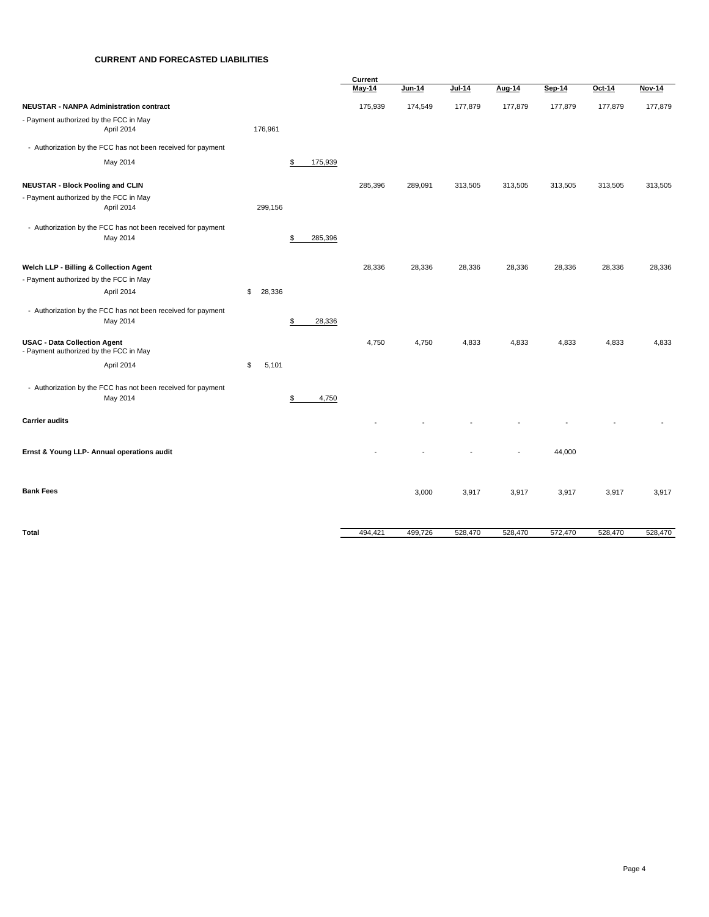**CURRENT AND FORECASTED LIABILITIES**

| | | | Current May-14 | Jun-14 | Jul-14 | Aug-14 | Sep-14 | Oct-14 | Nov-14 |
|---|---|---|---|---|---|---|---|---|---|
| **NEUSTAR - NANPA Administration contract** | | | 175,939 | 174,549 | 177,879 | 177,879 | 177,879 | 177,879 | 177,879 |
| - Payment authorized by the FCC in May April 2014 | 176,961 | | | | | | | | |
| - Authorization by the FCC has not been received for payment | | | | | | | | | |
| May 2014 | | $ 175,939 | | | | | | | |
| **NEUSTAR - Block Pooling and CLIN** | | | 285,396 | 289,091 | 313,505 | 313,505 | 313,505 | 313,505 | 313,505 |
| - Payment authorized by the FCC in May April 2014 | 299,156 | | | | | | | | |
| - Authorization by the FCC has not been received for payment May 2014 | | $ 285,396 | | | | | | | |
| **Welch LLP - Billing & Collection Agent** | | | 28,336 | 28,336 | 28,336 | 28,336 | 28,336 | 28,336 | 28,336 |
| - Payment authorized by the FCC in May | | | | | | | | | |
| April 2014 | $ 28,336 | | | | | | | | |
| - Authorization by the FCC has not been received for payment May 2014 | | $ 28,336 | | | | | | | |
| **USAC - Data Collection Agent** | | | 4,750 | 4,750 | 4,833 | 4,833 | 4,833 | 4,833 | 4,833 |
| - Payment authorized by the FCC in May | | | | | | | | | |
| April 2014 | $ 5,101 | | | | | | | | |
| - Authorization by the FCC has not been received for payment May 2014 | | $ 4,750 | | | | | | | |
| **Carrier audits** | | | - | - | - | - | - | - | - |
| **Ernst & Young LLP- Annual operations audit** | | | - | - | - | - | 44,000 | | |
| **Bank Fees** | | | | 3,000 | 3,917 | 3,917 | 3,917 | 3,917 | 3,917 |
| **Total** | | | 494,421 | 499,726 | 528,470 | 528,470 | 572,470 | 528,470 | 528,470 |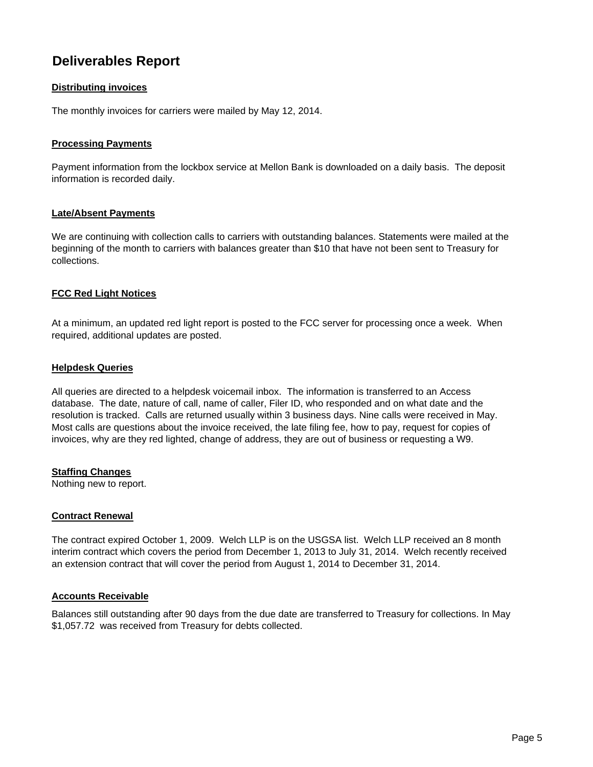# Deliverables Report

**Distributing invoices**

The monthly invoices for carriers were mailed by May 12, 2014.

**Processing Payments**

Payment information from the lockbox service at Mellon Bank is downloaded on a daily basis. The deposit information is recorded daily.

**Late/Absent Payments**

We are continuing with collection calls to carriers with outstanding balances. Statements were mailed at the beginning of the month to carriers with balances greater than $10 that have not been sent to Treasury for collections.

**FCC Red Light Notices**

At a minimum, an updated red light report is posted to the FCC server for processing once a week. When required, additional updates are posted.

**Helpdesk Queries**

All queries are directed to a helpdesk voicemail inbox. The information is transferred to an Access database. The date, nature of call, name of caller, Filer ID, who responded and on what date and the resolution is tracked. Calls are returned usually within 3 business days. Nine calls were received in May. Most calls are questions about the invoice received, the late filing fee, how to pay, request for copies of invoices, why are they red lighted, change of address, they are out of business or requesting a W9.

**Staffing Changes**

Nothing new to report.

**Contract Renewal**

The contract expired October 1, 2009. Welch LLP is on the USGSA list. Welch LLP received an 8 month interim contract which covers the period from December 1, 2013 to July 31, 2014. Welch recently received an extension contract that will cover the period from August 1, 2014 to December 31, 2014.

**Accounts Receivable**

Balances still outstanding after 90 days from the due date are transferred to Treasury for collections. In May $1,057.72 was received from Treasury for debts collected.